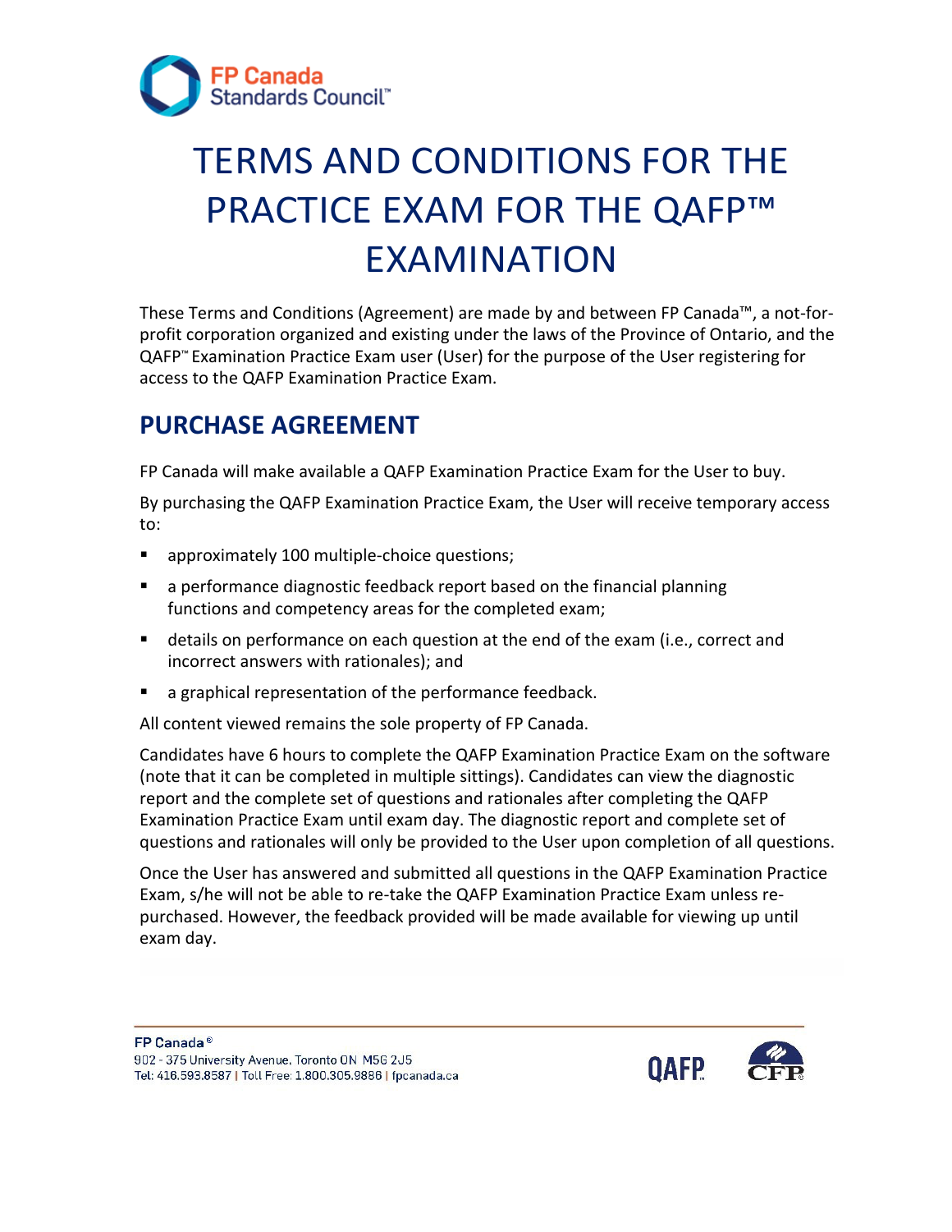# TERMS AND CONDITIONS FOR THE PRACTICE EXAM FOR THE QAFP™ EXAMINATION

These Terms and Conditions (Agreement) are made by and between FP Canada™, a not-for-profit corporation organized and existing under the laws of the Province of Ontario, and the QAFP™ Examination Practice Exam user (User) for the purpose of the User registering for access to the QAFP Examination Practice Exam.

## PURCHASE AGREEMENT

FP Canada will make available a QAFP Examination Practice Exam for the User to buy.

By purchasing the QAFP Examination Practice Exam, the User will receive temporary access to:

- approximately 100 multiple-choice questions;
- a performance diagnostic feedback report based on the financial planning functions and competency areas for the completed exam;
- details on performance on each question at the end of the exam (i.e., correct and incorrect answers with rationales); and
- a graphical representation of the performance feedback.

All content viewed remains the sole property of FP Canada.

Candidates have 6 hours to complete the QAFP Examination Practice Exam on the software (note that it can be completed in multiple sittings). Candidates can view the diagnostic report and the complete set of questions and rationales after completing the QAFP Examination Practice Exam until exam day. The diagnostic report and complete set of questions and rationales will only be provided to the User upon completion of all questions.

Once the User has answered and submitted all questions in the QAFP Examination Practice Exam, s/he will not be able to re-take the QAFP Examination Practice Exam unless re-purchased. However, the feedback provided will be made available for viewing up until exam day.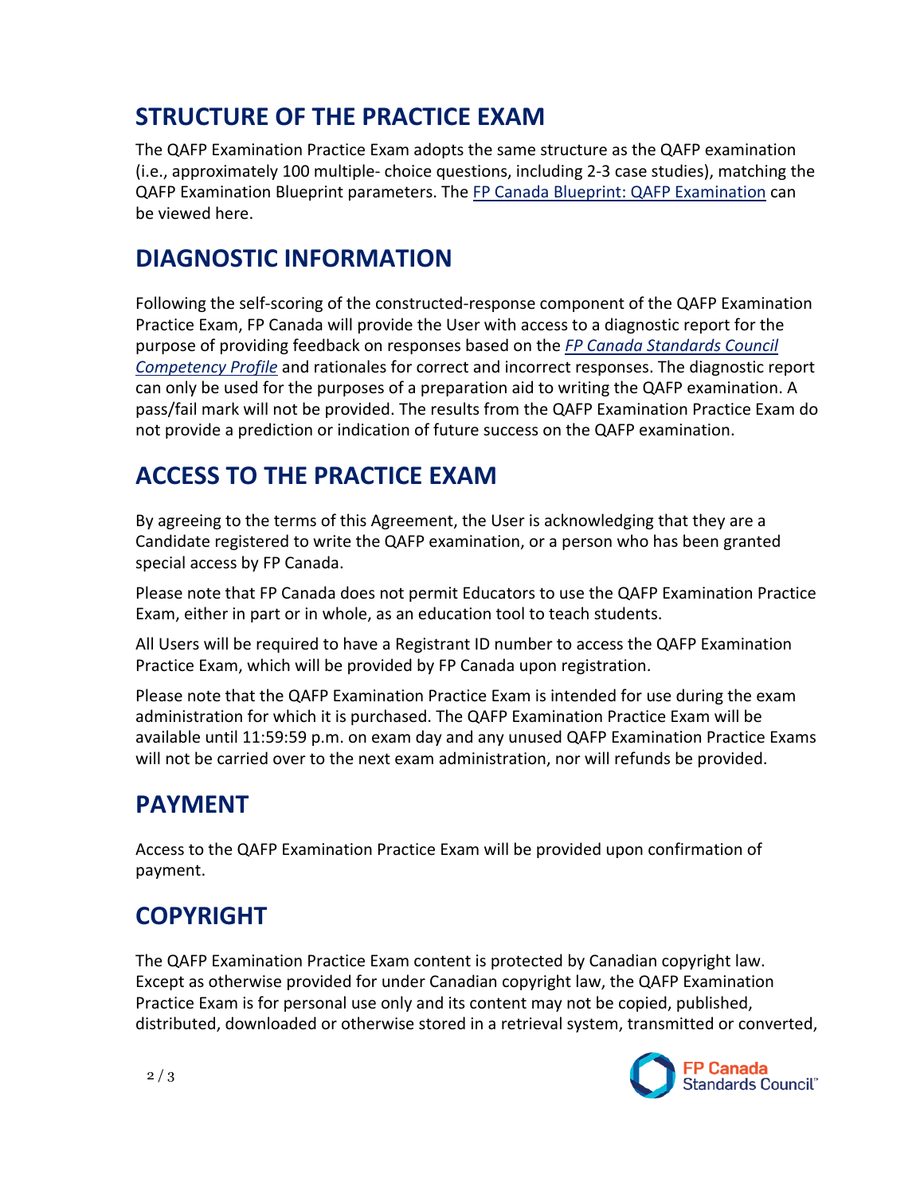## STRUCTURE OF THE PRACTICE EXAM

The QAFP Examination Practice Exam adopts the same structure as the QAFP examination (i.e., approximately 100 multiple- choice questions, including 2-3 case studies), matching the QAFP Examination Blueprint parameters. The FP Canada Blueprint: QAFP Examination can be viewed here.

## DIAGNOSTIC INFORMATION

Following the self-scoring of the constructed-response component of the QAFP Examination Practice Exam, FP Canada will provide the User with access to a diagnostic report for the purpose of providing feedback on responses based on the *FP Canada Standards Council Competency Profile* and rationales for correct and incorrect responses. The diagnostic report can only be used for the purposes of a preparation aid to writing the QAFP examination. A pass/fail mark will not be provided. The results from the QAFP Examination Practice Exam do not provide a prediction or indication of future success on the QAFP examination.

## ACCESS TO THE PRACTICE EXAM

By agreeing to the terms of this Agreement, the User is acknowledging that they are a Candidate registered to write the QAFP examination, or a person who has been granted special access by FP Canada.

Please note that FP Canada does not permit Educators to use the QAFP Examination Practice Exam, either in part or in whole, as an education tool to teach students.

All Users will be required to have a Registrant ID number to access the QAFP Examination Practice Exam, which will be provided by FP Canada upon registration.

Please note that the QAFP Examination Practice Exam is intended for use during the exam administration for which it is purchased. The QAFP Examination Practice Exam will be available until 11:59:59 p.m. on exam day and any unused QAFP Examination Practice Exams will not be carried over to the next exam administration, nor will refunds be provided.

## PAYMENT

Access to the QAFP Examination Practice Exam will be provided upon confirmation of payment.

## COPYRIGHT

The QAFP Examination Practice Exam content is protected by Canadian copyright law. Except as otherwise provided for under Canadian copyright law, the QAFP Examination Practice Exam is for personal use only and its content may not be copied, published, distributed, downloaded or otherwise stored in a retrieval system, transmitted or converted,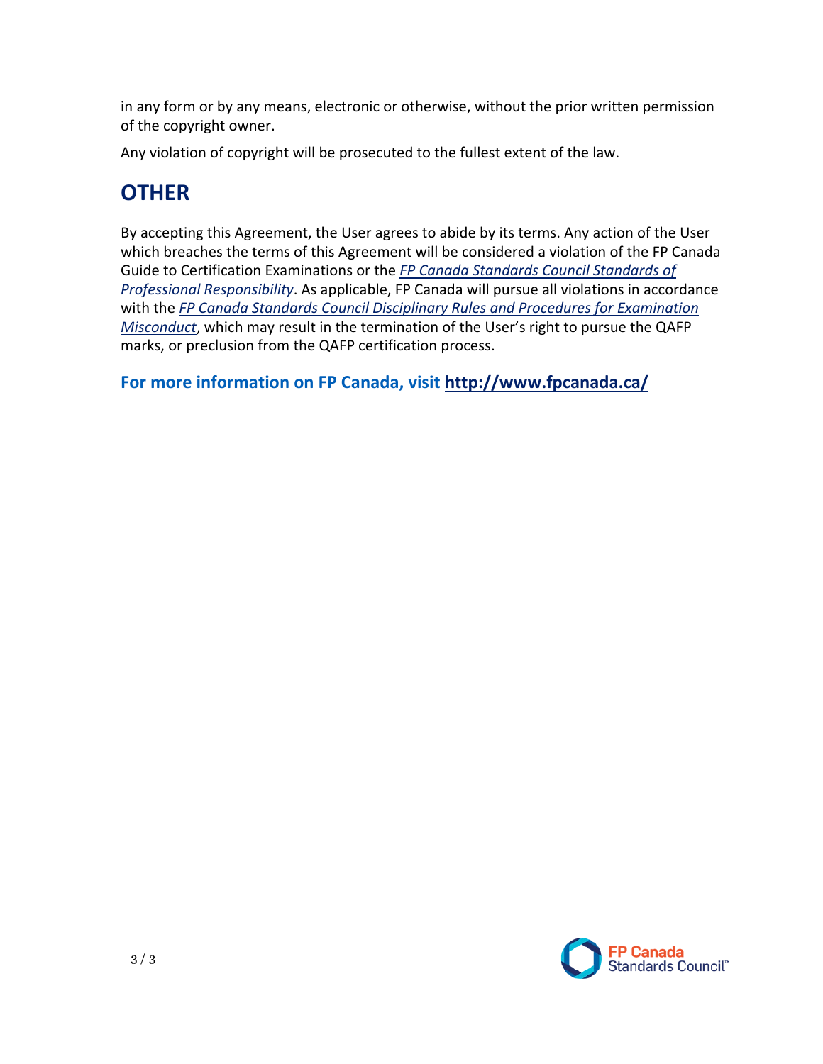in any form or by any means, electronic or otherwise, without the prior written permission of the copyright owner.

Any violation of copyright will be prosecuted to the fullest extent of the law.

## OTHER

By accepting this Agreement, the User agrees to abide by its terms. Any action of the User which breaches the terms of this Agreement will be considered a violation of the FP Canada Guide to Certification Examinations or the *FP Canada Standards Council Standards of Professional Responsibility*. As applicable, FP Canada will pursue all violations in accordance with the *FP Canada Standards Council Disciplinary Rules and Procedures for Examination Misconduct*, which may result in the termination of the User's right to pursue the QAFP marks, or preclusion from the QAFP certification process.

**For more information on FP Canada, visit http://www.fpcanada.ca/**